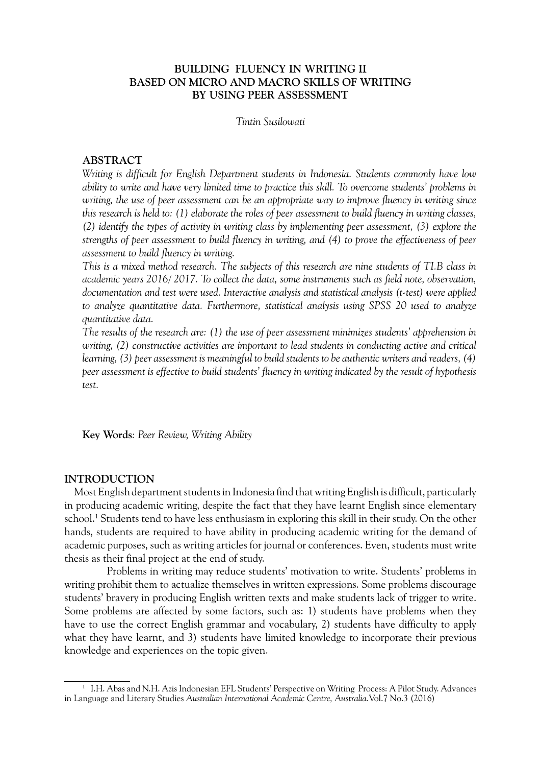# BUILDING FLUENCY IN WRITING II BASED ON MICRO AND MACRO SKILLS OF WRITING BY USING PEER ASSESSMENT

*Tintin Susilowati*

## ABSTRACT

*Writing is difficult for English Department students in Indonesia. Students commonly have low ability to write and have very limited time to practice this skill. To overcome students' problems in writing, the use of peer assessment can be an appropriate way to improve fluency in writing since this research is held to: (1) elaborate the roles of peer assessment to build fluency in writing classes, (2) identify the types of activity in writing class by implementing peer assessment, (3) explore the strengths of peer assessment to build fluency in writing, and (4) to prove the effectiveness of peer assessment to build fluency in writing.*

*This is a mixed method research. The subjects of this research are nine students of TI.B class in academic years 2016/2017. To collect the data, some instruments such as field note, observation, documentation and test were used. Interactive analysis and statistical analysis (t-test) were applied to analyze quantitative data. Furthermore, statistical analysis using SPSS 20 used to analyze quantitative data.*

*The results of the research are: (1) the use of peer assessment minimizes students' apprehension in writing, (2) constructive activities are important to lead students in conducting active and critical learning, (3) peer assessment is meaningful to build students to be authentic writers and readers, (4) peer assessment is effective to build students' fluency in writing indicated by the result of hypothesis test.*

**Key Words**: *Peer Review, Writing Ability*

## INTRODUCTION

Most English department students in Indonesia find that writing English is difficult, particularly in producing academic writing, despite the fact that they have learnt English since elementary school.[1] Students tend to have less enthusiasm in exploring this skill in their study. On the other hands, students are required to have ability in producing academic writing for the demand of academic purposes, such as writing articles for journal or conferences. Even, students must write thesis as their final project at the end of study.

Problems in writing may reduce students' motivation to write. Students' problems in writing prohibit them to actualize themselves in written expressions. Some problems discourage students' bravery in producing English written texts and make students lack of trigger to write. Some problems are affected by some factors, such as: 1) students have problems when they have to use the correct English grammar and vocabulary, 2) students have difficulty to apply what they have learnt, and 3) students have limited knowledge to incorporate their previous knowledge and experiences on the topic given.

---

[1] I.H. Abas and N.H. Azis Indonesian EFL Students' Perspective on Writing Process: A Pilot Study. Advances in Language and Literary Studies *Australian International Academic Centre, Australia.* Vol.7 No.3 (2016)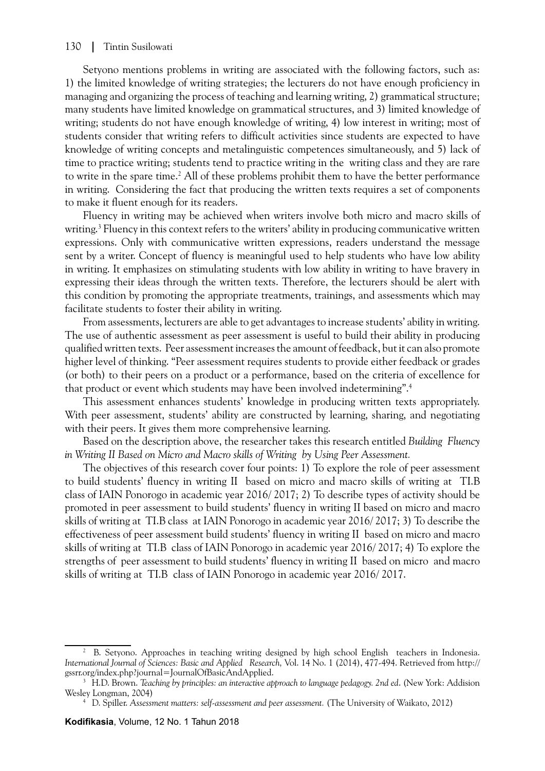Setyono mentions problems in writing are associated with the following factors, such as: 1) the limited knowledge of writing strategies; the lecturers do not have enough proficiency in managing and organizing the process of teaching and learning writing, 2) grammatical structure; many students have limited knowledge on grammatical structures, and 3) limited knowledge of writing; students do not have enough knowledge of writing, 4) low interest in writing; most of students consider that writing refers to difficult activities since students are expected to have knowledge of writing concepts and metalinguistic competences simultaneously, and 5) lack of time to practice writing; students tend to practice writing in the writing class and they are rare to write in the spare time.[2] All of these problems prohibit them to have the better performance in writing. Considering the fact that producing the written texts requires a set of components to make it fluent enough for its readers.

Fluency in writing may be achieved when writers involve both micro and macro skills of writing.[3] Fluency in this context refers to the writers' ability in producing communicative written expressions. Only with communicative written expressions, readers understand the message sent by a writer. Concept of fluency is meaningful used to help students who have low ability in writing. It emphasizes on stimulating students with low ability in writing to have bravery in expressing their ideas through the written texts. Therefore, the lecturers should be alert with this condition by promoting the appropriate treatments, trainings, and assessments which may facilitate students to foster their ability in writing.

From assessments, lecturers are able to get advantages to increase students' ability in writing. The use of authentic assessment as peer assessment is useful to build their ability in producing qualified written texts. Peer assessment increases the amount of feedback, but it can also promote higher level of thinking. "Peer assessment requires students to provide either feedback or grades (or both) to their peers on a product or a performance, based on the criteria of excellence for that product or event which students may have been involved indetermining".[4]

This assessment enhances students' knowledge in producing written texts appropriately. With peer assessment, students' ability are constructed by learning, sharing, and negotiating with their peers. It gives them more comprehensive learning.

Based on the description above, the researcher takes this research entitled *Building Fluency in Writing II Based on Micro and Macro skills of Writing by Using Peer Assessment.*

The objectives of this research cover four points: 1) To explore the role of peer assessment to build students' fluency in writing II based on micro and macro skills of writing at TI.B class of IAIN Ponorogo in academic year 2016/2017; 2) To describe types of activity should be promoted in peer assessment to build students' fluency in writing II based on micro and macro skills of writing at TI.B class at IAIN Ponorogo in academic year 2016/2017; 3) To describe the effectiveness of peer assessment build students' fluency in writing II based on micro and macro skills of writing at TI.B class of IAIN Ponorogo in academic year 2016/2017; 4) To explore the strengths of peer assessment to build students' fluency in writing II based on micro and macro skills of writing at TI.B class of IAIN Ponorogo in academic year 2016/2017.

---

[2] B. Setyono. Approaches in teaching writing designed by high school English teachers in Indonesia. *International Journal of Sciences: Basic and Applied Research,* Vol. 14 No. 1 (2014), 477-494. Retrieved from http://gssrr.org/index.php?journal=JournalOfBasicAndApplied.

[3] H.D. Brown. *Teaching by principles: an interactive approach to language pedagogy. 2nd ed*. (New York: Addision Wesley Longman, 2004)

[4] D. Spiller. *Assessment matters: self-assessment and peer assessment.* (The University of Waikato, 2012)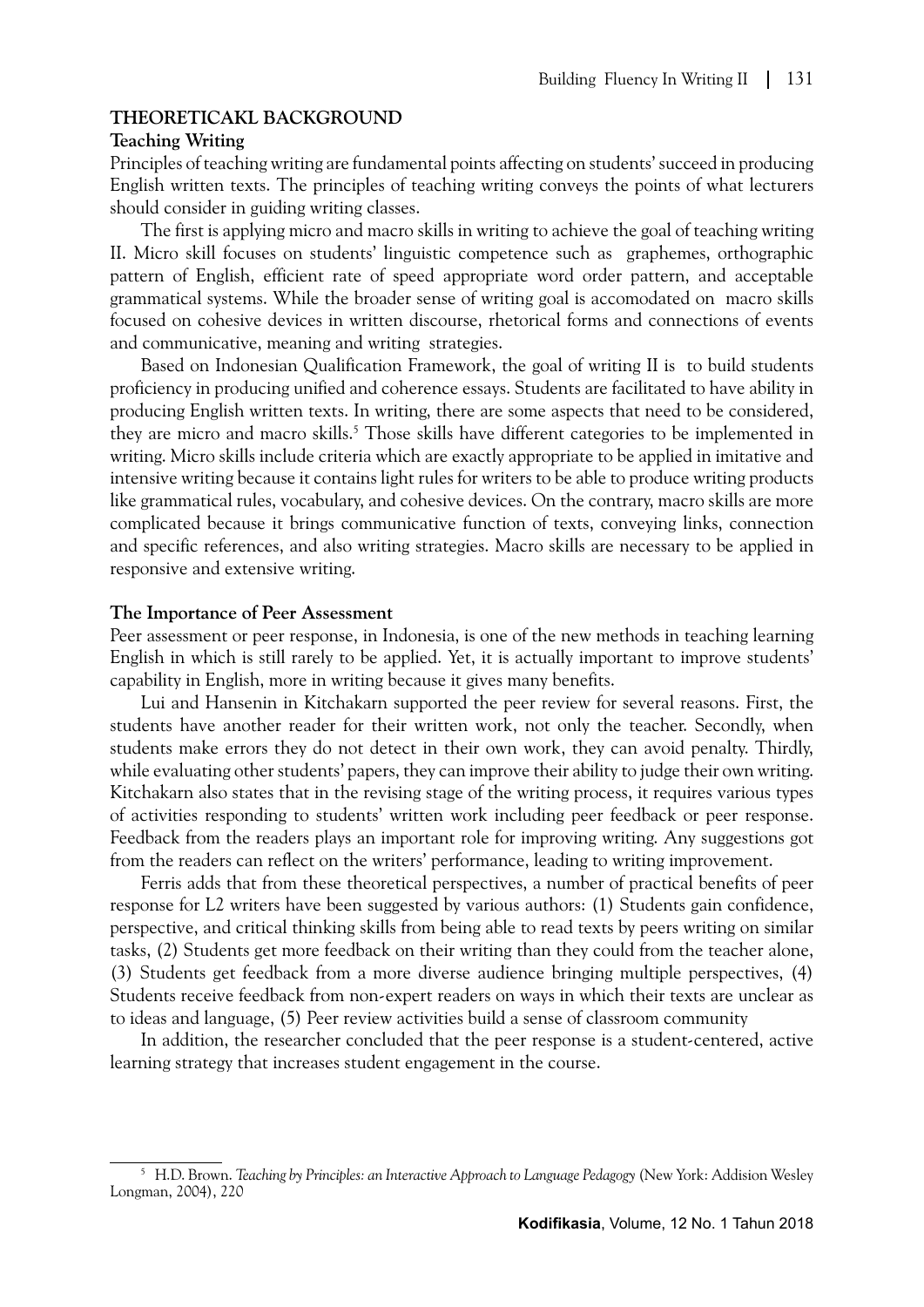## THEORETICAKL BACKGROUND

### Teaching Writing

Principles of teaching writing are fundamental points affecting on students' succeed in producing English written texts. The principles of teaching writing conveys the points of what lecturers should consider in guiding writing classes.

The first is applying micro and macro skills in writing to achieve the goal of teaching writing II. Micro skill focuses on students' linguistic competence such as graphemes, orthographic pattern of English, efficient rate of speed appropriate word order pattern, and acceptable grammatical systems. While the broader sense of writing goal is accomodated on macro skills focused on cohesive devices in written discourse, rhetorical forms and connections of events and communicative, meaning and writing strategies.

Based on Indonesian Qualification Framework, the goal of writing II is to build students proficiency in producing unified and coherence essays. Students are facilitated to have ability in producing English written texts. In writing, there are some aspects that need to be considered, they are micro and macro skills.[5] Those skills have different categories to be implemented in writing. Micro skills include criteria which are exactly appropriate to be applied in imitative and intensive writing because it contains light rules for writers to be able to produce writing products like grammatical rules, vocabulary, and cohesive devices. On the contrary, macro skills are more complicated because it brings communicative function of texts, conveying links, connection and specific references, and also writing strategies. Macro skills are necessary to be applied in responsive and extensive writing.

### The Importance of Peer Assessment

Peer assessment or peer response, in Indonesia, is one of the new methods in teaching learning English in which is still rarely to be applied. Yet, it is actually important to improve students' capability in English, more in writing because it gives many benefits.

Lui and Hansenin in Kitchakarn supported the peer review for several reasons. First, the students have another reader for their written work, not only the teacher. Secondly, when students make errors they do not detect in their own work, they can avoid penalty. Thirdly, while evaluating other students' papers, they can improve their ability to judge their own writing. Kitchakarn also states that in the revising stage of the writing process, it requires various types of activities responding to students' written work including peer feedback or peer response. Feedback from the readers plays an important role for improving writing. Any suggestions got from the readers can reflect on the writers' performance, leading to writing improvement.

Ferris adds that from these theoretical perspectives, a number of practical benefits of peer response for L2 writers have been suggested by various authors: (1) Students gain confidence, perspective, and critical thinking skills from being able to read texts by peers writing on similar tasks, (2) Students get more feedback on their writing than they could from the teacher alone, (3) Students get feedback from a more diverse audience bringing multiple perspectives, (4) Students receive feedback from non-expert readers on ways in which their texts are unclear as to ideas and language, (5) Peer review activities build a sense of classroom community

In addition, the researcher concluded that the peer response is a student-centered, active learning strategy that increases student engagement in the course.

---

[5] H.D. Brown. *Teaching by Principles: an Interactive Approach to Language Pedagogy* (New York: Addision Wesley Longman, 2004), 220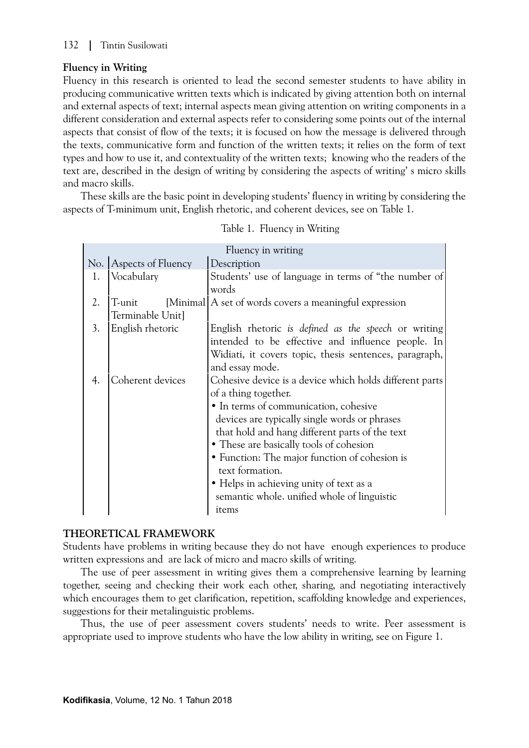### Fluency in Writing

Fluency in this research is oriented to lead the second semester students to have ability in producing communicative written texts which is indicated by giving attention both on internal and external aspects of text; internal aspects mean giving attention on writing components in a different consideration and external aspects refer to considering some points out of the internal aspects that consist of flow of the texts; it is focused on how the message is delivered through the texts, communicative form and function of the written texts; it relies on the form of text types and how to use it, and contextuality of the written texts; knowing who the readers of the text are, described in the design of writing by considering the aspects of writing' s micro skills and macro skills.

These skills are the basic point in developing students' fluency in writing by considering the aspects of T-minimum unit, English rhetoric, and coherent devices, see on Table 1.

Table 1. Fluency in Writing

| Fluency in writing | | |
|---|---|---|
| No. | Aspects of Fluency | Description |
| 1. | Vocabulary | Students' use of language in terms of "the number of words |
| 2. | T-unit [Minimal Terminable Unit] | A set of words covers a meaningful expression |
| 3. | English rhetoric | English rhetoric *is defined as the speech* or writing intended to be effective and influence people. In Widiati, it covers topic, thesis sentences, paragraph, and essay mode. |
| 4. | Coherent devices | Cohesive device is a device which holds different parts of a thing together. • In terms of communication, cohesive devices are typically single words or phrases that hold and hang different parts of the text • These are basically tools of cohesion • Function: The major function of cohesion is text formation. • Helps in achieving unity of text as a semantic whole. unified whole of linguistic items |

## THEORETICAL FRAMEWORK

Students have problems in writing because they do not have enough experiences to produce written expressions and are lack of micro and macro skills of writing.

The use of peer assessment in writing gives them a comprehensive learning by learning together, seeing and checking their work each other, sharing, and negotiating interactively which encourages them to get clarification, repetition, scaffolding knowledge and experiences, suggestions for their metalinguistic problems.

Thus, the use of peer assessment covers students' needs to write. Peer assessment is appropriate used to improve students who have the low ability in writing, see on Figure 1.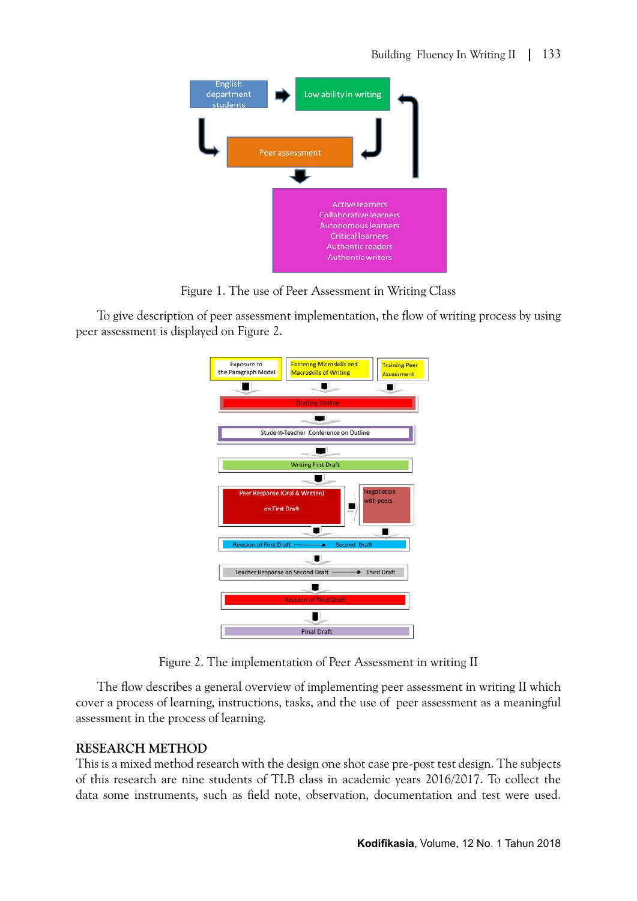Figure 1. The use of Peer Assessment in Writing Class

To give description of peer assessment implementation, the flow of writing process by using peer assessment is displayed on Figure 2.

Figure 2. The implementation of Peer Assessment in writing II

The flow describes a general overview of implementing peer assessment in writing II which cover a process of learning, instructions, tasks, and the use of peer assessment as a meaningful assessment in the process of learning.

## RESEARCH METHOD

This is a mixed method research with the design one shot case pre-post test design. The subjects of this research are nine students of TI.B class in academic years 2016/2017. To collect the data some instruments, such as field note, observation, documentation and test were used.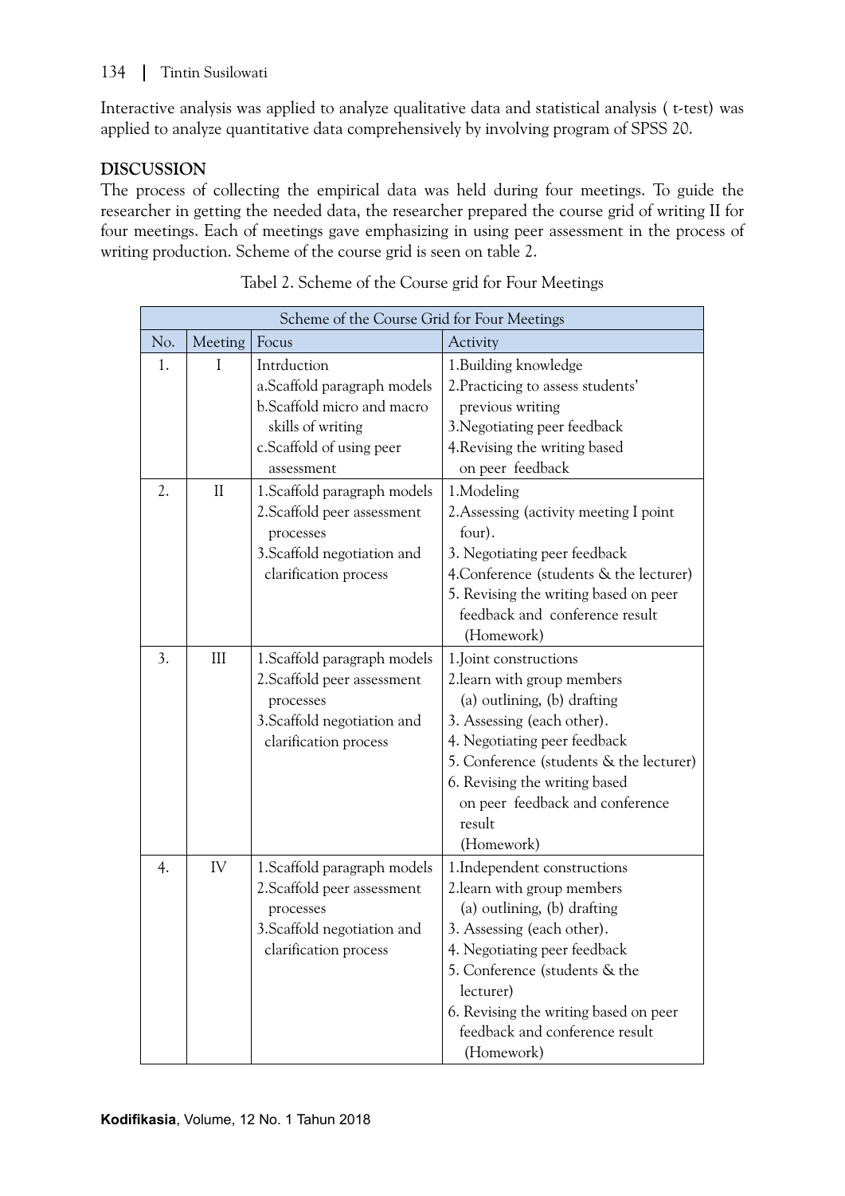Interactive analysis was applied to analyze qualitative data and statistical analysis ( t-test) was applied to analyze quantitative data comprehensively by involving program of SPSS 20.

## DISCUSSION

The process of collecting the empirical data was held during four meetings. To guide the researcher in getting the needed data, the researcher prepared the course grid of writing II for four meetings. Each of meetings gave emphasizing in using peer assessment in the process of writing production. Scheme of the course grid is seen on table 2.

Tabel 2. Scheme of the Course grid for Four Meetings

| Scheme of the Course Grid for Four Meetings | | | |
|---|---|---|---|
| No. | Meeting | Focus | Activity |
| 1. | I | Intrduction<br>a.Scaffold paragraph models<br>b.Scaffold micro and macro skills of writing<br>c.Scaffold of using peer assessment | 1.Building knowledge<br>2.Practicing to assess students' previous writing<br>3.Negotiating peer feedback<br>4.Revising the writing based on peer feedback |
| 2. | II | 1.Scaffold paragraph models<br>2.Scaffold peer assessment processes<br>3.Scaffold negotiation and clarification process | 1.Modeling<br>2.Assessing (activity meeting I point four).<br>3. Negotiating peer feedback<br>4.Conference (students & the lecturer)<br>5. Revising the writing based on peer feedback and conference result (Homework) |
| 3. | III | 1.Scaffold paragraph models<br>2.Scaffold peer assessment processes<br>3.Scaffold negotiation and clarification process | 1.Joint constructions<br>2.learn with group members (a) outlining, (b) drafting<br>3. Assessing (each other).<br>4. Negotiating peer feedback<br>5. Conference (students & the lecturer)<br>6. Revising the writing based on peer feedback and conference result (Homework) |
| 4. | IV | 1.Scaffold paragraph models<br>2.Scaffold peer assessment processes<br>3.Scaffold negotiation and clarification process | 1.Independent constructions<br>2.learn with group members (a) outlining, (b) drafting<br>3. Assessing (each other).<br>4. Negotiating peer feedback<br>5. Conference (students & the lecturer)<br>6. Revising the writing based on peer feedback and conference result (Homework) |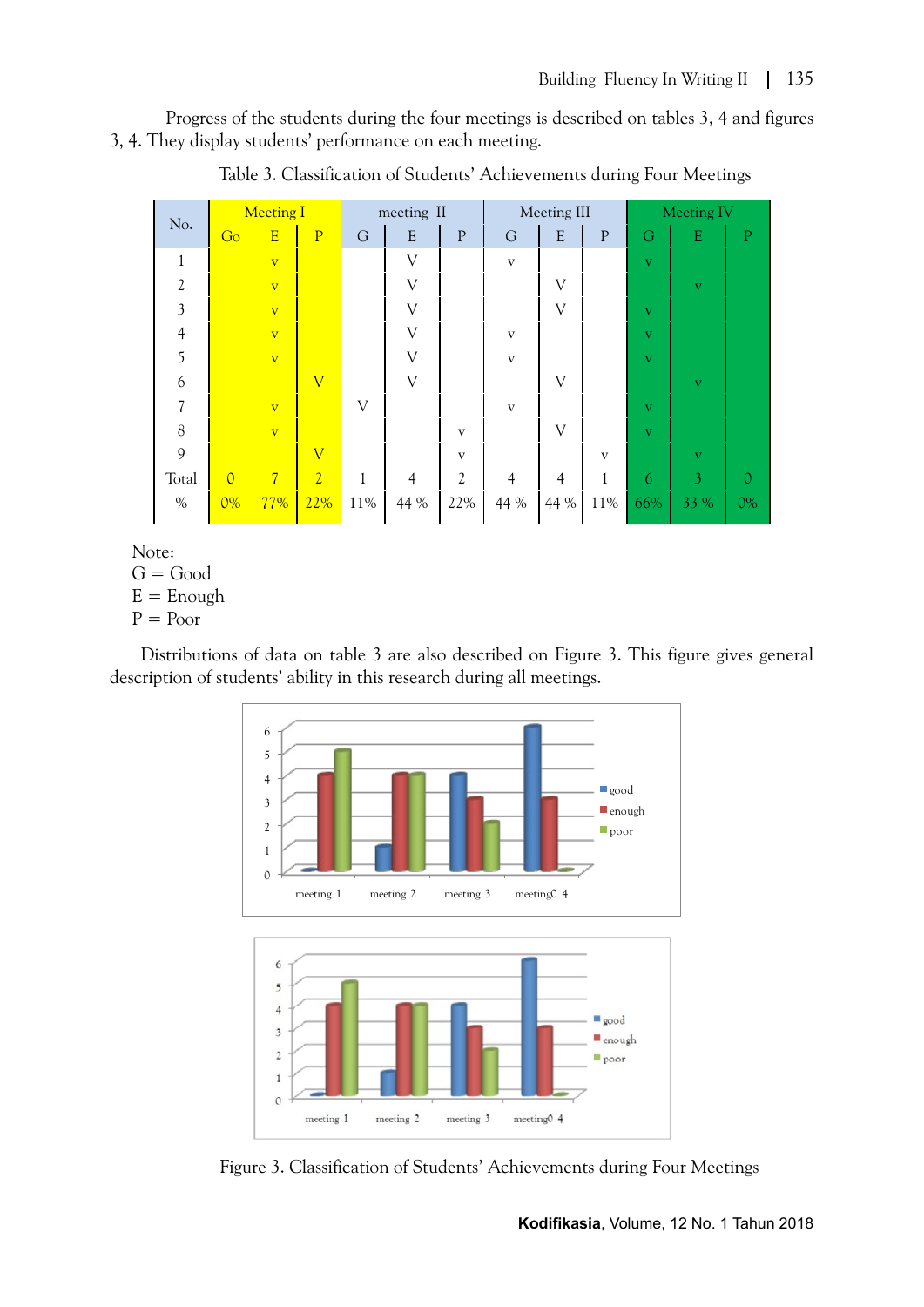Progress of the students during the four meetings is described on tables 3, 4 and figures 3, 4. They display students' performance on each meeting.

Table 3. Classification of Students' Achievements during Four Meetings

| No. | Meeting I | | | meeting II | | | Meeting III | | | Meeting IV | | |
|---|---|---|---|---|---|---|---|---|---|---|---|---|
| | Go | E | P | G | E | P | G | E | P | G | E | P |
| 1 | | v | | | V | | v | | | v | | |
| 2 | | v | | | V | | | V | | | v | |
| 3 | | v | | | V | | | V | | v | | |
| 4 | | v | | | V | | v | | | v | | |
| 5 | | v | | | V | | v | | | v | | |
| 6 | | | V | | V | | | V | | | v | |
| 7 | | v | | V | | | v | | | v | | |
| 8 | | v | | | | v | | V | | v | | |
| 9 | | | V | | | v | | | v | | v | |
| Total | 0 | 7 | 2 | 1 | 4 | 2 | 4 | 4 | 1 | 6 | 3 | 0 |
| % | 0% | 77% | 22% | 11% | 44 % | 22% | 44 % | 44 % | 11% | 66% | 33 % | 0% |

Note:
G = Good
E = Enough
P = Poor

Distributions of data on table 3 are also described on Figure 3. This figure gives general description of students' ability in this research during all meetings.

Figure 3. Classification of Students' Achievements during Four Meetings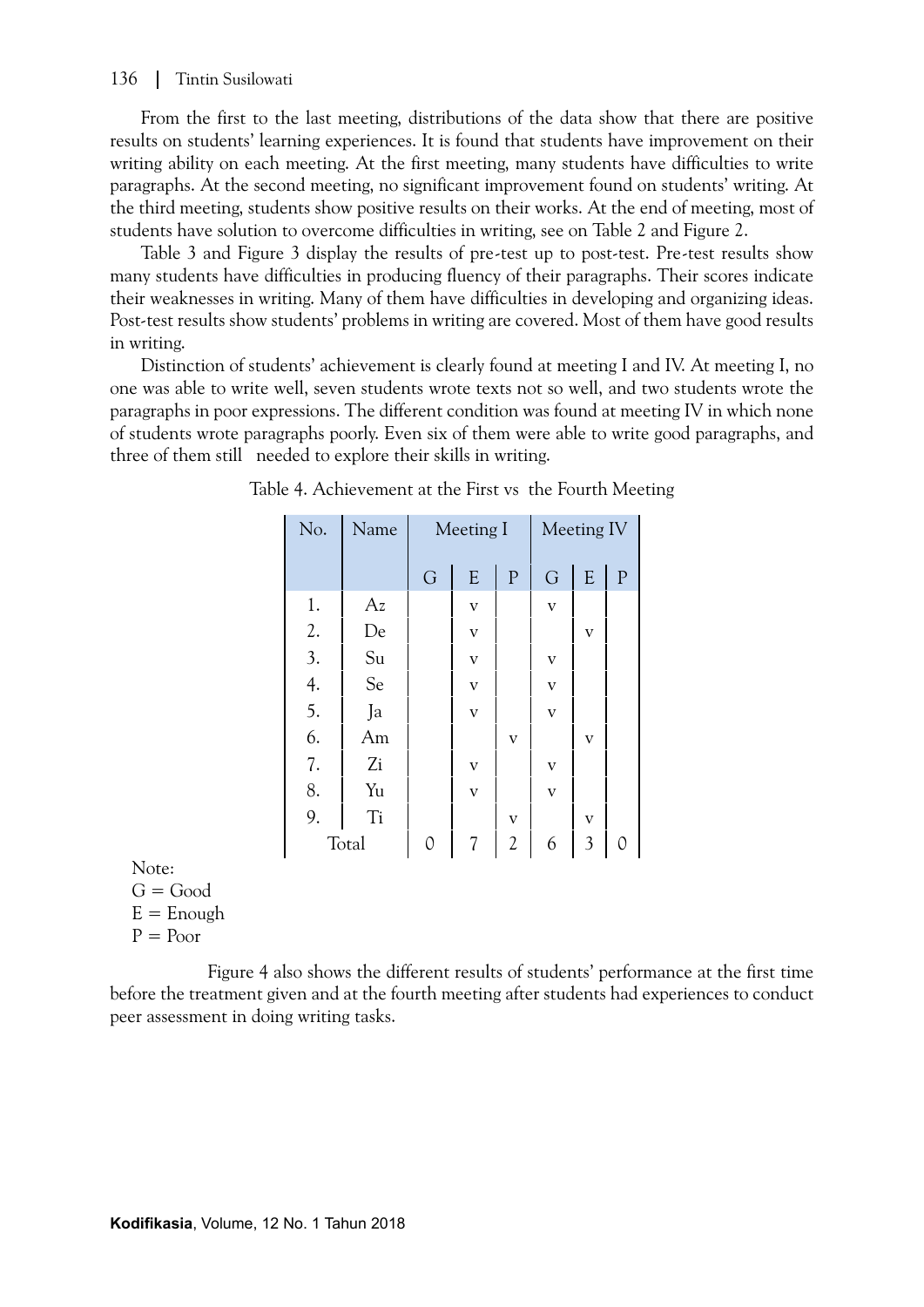From the first to the last meeting, distributions of the data show that there are positive results on students' learning experiences. It is found that students have improvement on their writing ability on each meeting. At the first meeting, many students have difficulties to write paragraphs. At the second meeting, no significant improvement found on students' writing. At the third meeting, students show positive results on their works. At the end of meeting, most of students have solution to overcome difficulties in writing, see on Table 2 and Figure 2.

Table 3 and Figure 3 display the results of pre-test up to post-test. Pre-test results show many students have difficulties in producing fluency of their paragraphs. Their scores indicate their weaknesses in writing. Many of them have difficulties in developing and organizing ideas. Post-test results show students' problems in writing are covered. Most of them have good results in writing.

Distinction of students' achievement is clearly found at meeting I and IV. At meeting I, no one was able to write well, seven students wrote texts not so well, and two students wrote the paragraphs in poor expressions. The different condition was found at meeting IV in which none of students wrote paragraphs poorly. Even six of them were able to write good paragraphs, and three of them still needed to explore their skills in writing.

Table 4. Achievement at the First vs the Fourth Meeting

| No. | Name | Meeting I | | | Meeting IV | | |
|---|---|---|---|---|---|---|---|
| | | G | E | P | G | E | P |
| 1. | Az | | v | | v | | |
| 2. | De | | v | | | v | |
| 3. | Su | | v | | v | | |
| 4. | Se | | v | | v | | |
| 5. | Ja | | v | | v | | |
| 6. | Am | | | v | | v | |
| 7. | Zi | | v | | v | | |
| 8. | Yu | | v | | v | | |
| 9. | Ti | | | v | | v | |
| Total | | 0 | 7 | 2 | 6 | 3 | 0 |

Note:
G = Good
E = Enough
P = Poor

Figure 4 also shows the different results of students' performance at the first time before the treatment given and at the fourth meeting after students had experiences to conduct peer assessment in doing writing tasks.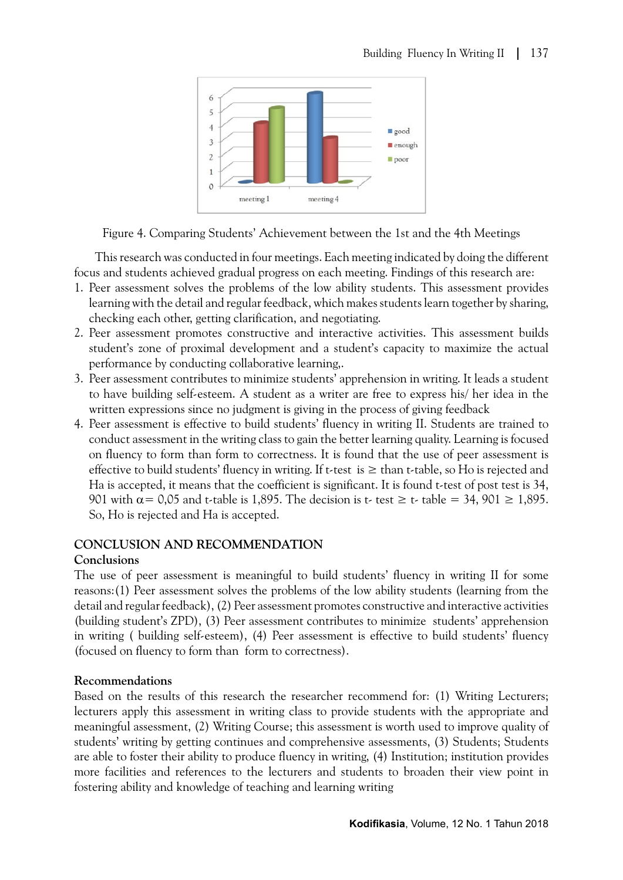Figure 4. Comparing Students' Achievement between the 1st and the 4th Meetings

This research was conducted in four meetings. Each meeting indicated by doing the different focus and students achieved gradual progress on each meeting. Findings of this research are:

1. Peer assessment solves the problems of the low ability students. This assessment provides learning with the detail and regular feedback, which makes students learn together by sharing, checking each other, getting clarification, and negotiating.
2. Peer assessment promotes constructive and interactive activities. This assessment builds student's zone of proximal development and a student's capacity to maximize the actual performance by conducting collaborative learning,.
3. Peer assessment contributes to minimize students' apprehension in writing. It leads a student to have building self-esteem. A student as a writer are free to express his/ her idea in the written expressions since no judgment is giving in the process of giving feedback
4. Peer assessment is effective to build students' fluency in writing II. Students are trained to conduct assessment in the writing class to gain the better learning quality. Learning is focused on fluency to form than form to correctness. It is found that the use of peer assessment is effective to build students' fluency in writing. If t-test is ≥ than t-table, so Ho is rejected and Ha is accepted, it means that the coefficient is significant. It is found t-test of post test is 34, 901 with $\alpha = 0{,}05$ and t-table is 1,895. The decision is t- test ≥ t- table = 34, 901 ≥ 1,895. So, Ho is rejected and Ha is accepted.

## CONCLUSION AND RECOMMENDATION

### Conclusions

The use of peer assessment is meaningful to build students' fluency in writing II for some reasons:(1) Peer assessment solves the problems of the low ability students (learning from the detail and regular feedback), (2) Peer assessment promotes constructive and interactive activities (building student's ZPD), (3) Peer assessment contributes to minimize students' apprehension in writing ( building self-esteem), (4) Peer assessment is effective to build students' fluency (focused on fluency to form than form to correctness).

### Recommendations

Based on the results of this research the researcher recommend for: (1) Writing Lecturers; lecturers apply this assessment in writing class to provide students with the appropriate and meaningful assessment, (2) Writing Course; this assessment is worth used to improve quality of students' writing by getting continues and comprehensive assessments, (3) Students; Students are able to foster their ability to produce fluency in writing, (4) Institution; institution provides more facilities and references to the lecturers and students to broaden their view point in fostering ability and knowledge of teaching and learning writing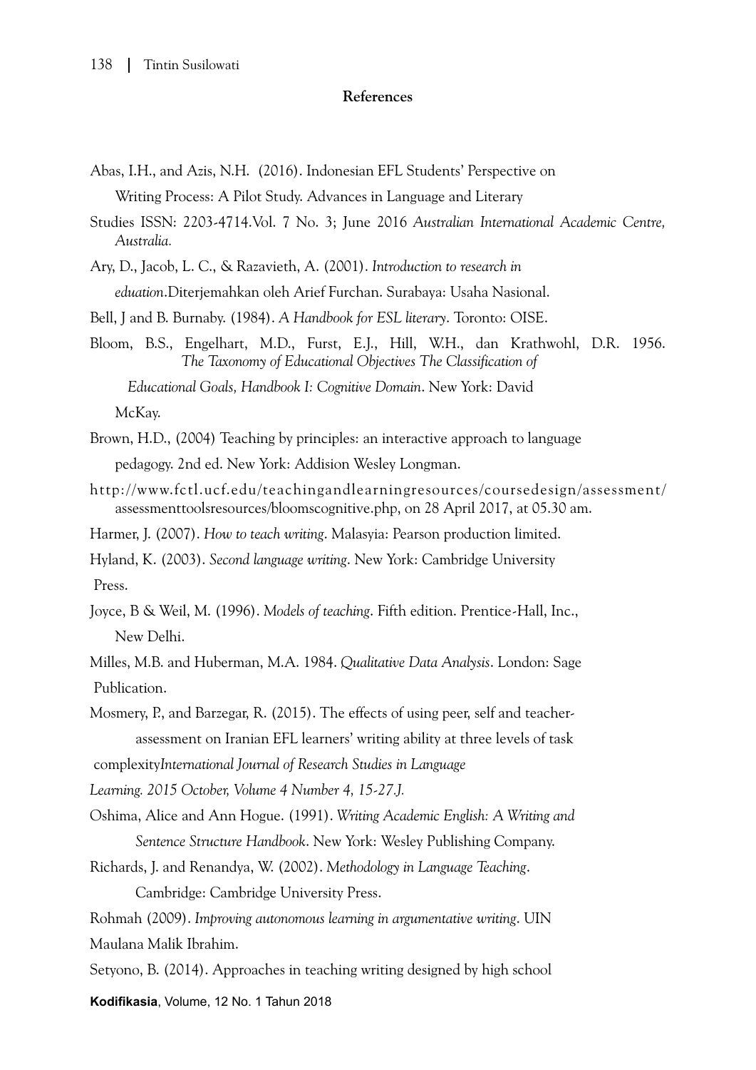## References

Abas, I.H., and Azis, N.H. (2016). Indonesian EFL Students' Perspective on Writing Process: A Pilot Study. Advances in Language and Literary Studies ISSN: 2203-4714.Vol. 7 No. 3; June 2016 *Australian International Academic Centre, Australia.*

Ary, D., Jacob, L. C., & Razavieth, A. (2001). *Introduction to research in eduation*.Diterjemahkan oleh Arief Furchan. Surabaya: Usaha Nasional.

Bell, J and B. Burnaby. (1984). *A Handbook for ESL literary*. Toronto: OISE.

Bloom, B.S., Engelhart, M.D., Furst, E.J., Hill, W.H., dan Krathwohl, D.R. 1956. *The Taxonomy of Educational Objectives The Classification of Educational Goals, Handbook I: Cognitive Domain*. New York: David McKay.

Brown, H.D., (2004) Teaching by principles: an interactive approach to language pedagogy. 2nd ed. New York: Addision Wesley Longman.

http://www.fctl.ucf.edu/teachingandlearningresources/coursedesign/assessment/assessmenttoolsresources/bloomscognitive.php, on 28 April 2017, at 05.30 am.

Harmer, J. (2007). *How to teach writing*. Malasyia: Pearson production limited.

Hyland, K. (2003). *Second language writing*. New York: Cambridge University Press.

Joyce, B & Weil, M. (1996). *Models of teaching*. Fifth edition. Prentice-Hall, Inc., New Delhi.

Milles, M.B. and Huberman, M.A. 1984. *Qualitative Data Analysis*. London: Sage Publication.

Mosmery, P., and Barzegar, R. (2015). The effects of using peer, self and teacher-assessment on Iranian EFL learners' writing ability at three levels of task complexity*International Journal of Research Studies in Language Learning. 2015 October, Volume 4 Number 4, 15-27.J.*

Oshima, Alice and Ann Hogue. (1991). *Writing Academic English: A Writing and Sentence Structure Handbook*. New York: Wesley Publishing Company.

Richards, J. and Renandya, W. (2002). *Methodology in Language Teaching*. Cambridge: Cambridge University Press.

Rohmah (2009). *Improving autonomous learning in argumentative writing*. UIN Maulana Malik Ibrahim.

Setyono, B. (2014). Approaches in teaching writing designed by high school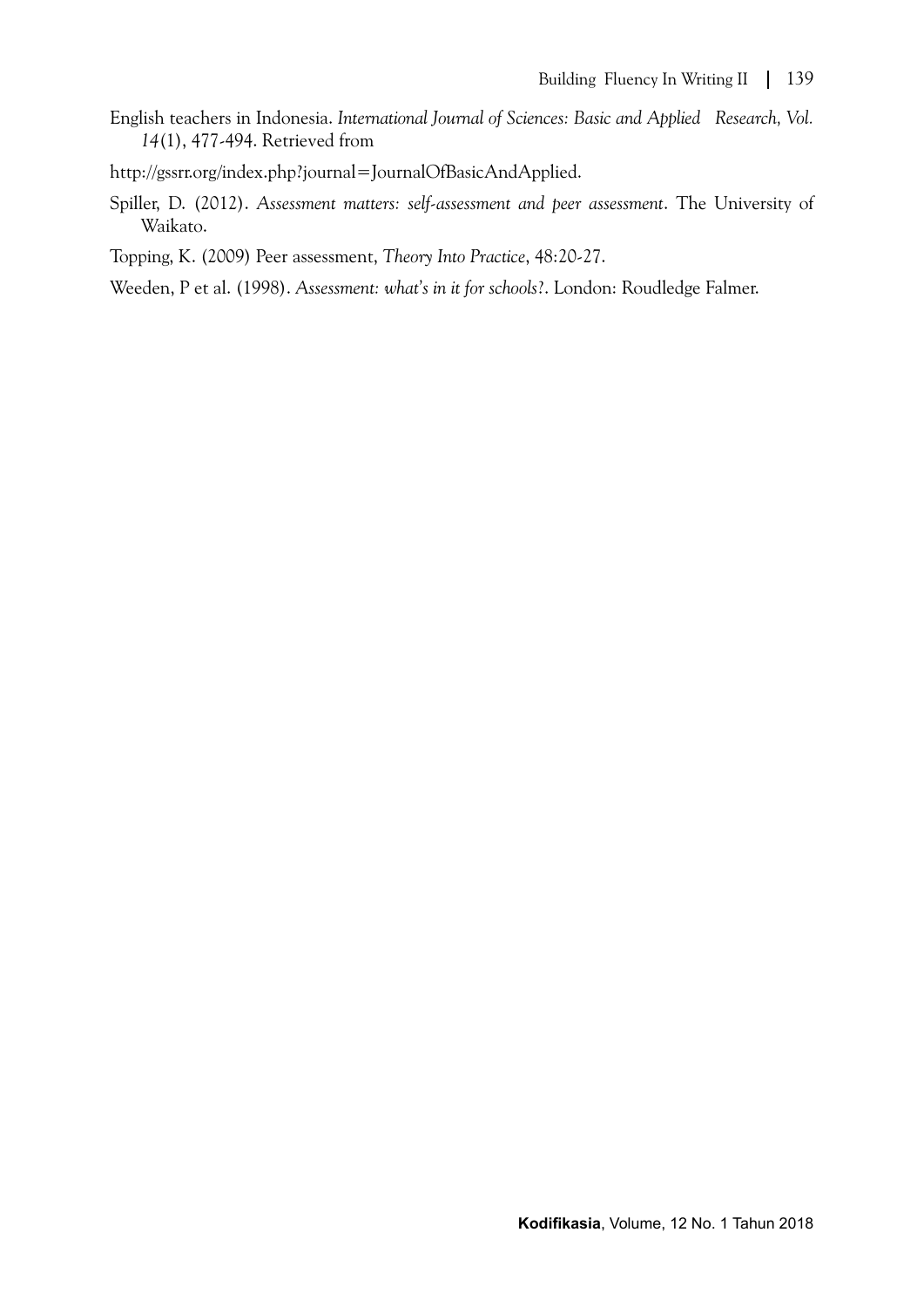English teachers in Indonesia. *International Journal of Sciences: Basic and Applied Research, Vol. 14*(1), 477-494. Retrieved from

http://gssrr.org/index.php?journal=JournalOfBasicAndApplied.

Spiller, D. (2012). *Assessment matters: self-assessment and peer assessment*. The University of Waikato.

Topping, K. (2009) Peer assessment, *Theory Into Practice*, 48:20-27.

Weeden, P et al. (1998). *Assessment: what's in it for schools?*. London: Roudledge Falmer.